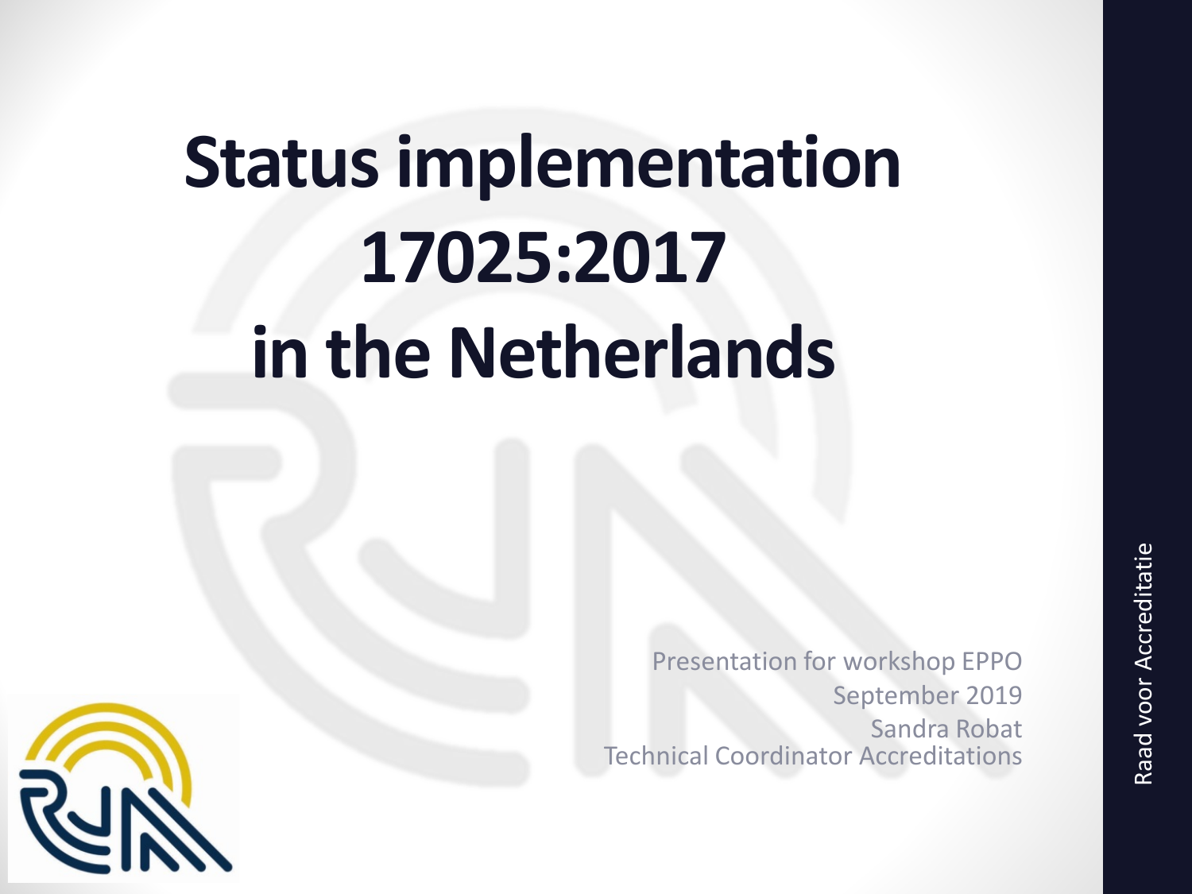# Status implementation 17025:2017 in the Netherlands

Presentation for workshop EPPO
September 2019
Sandra Robat
Technical Coordinator Accreditations

Raad voor Accreditatie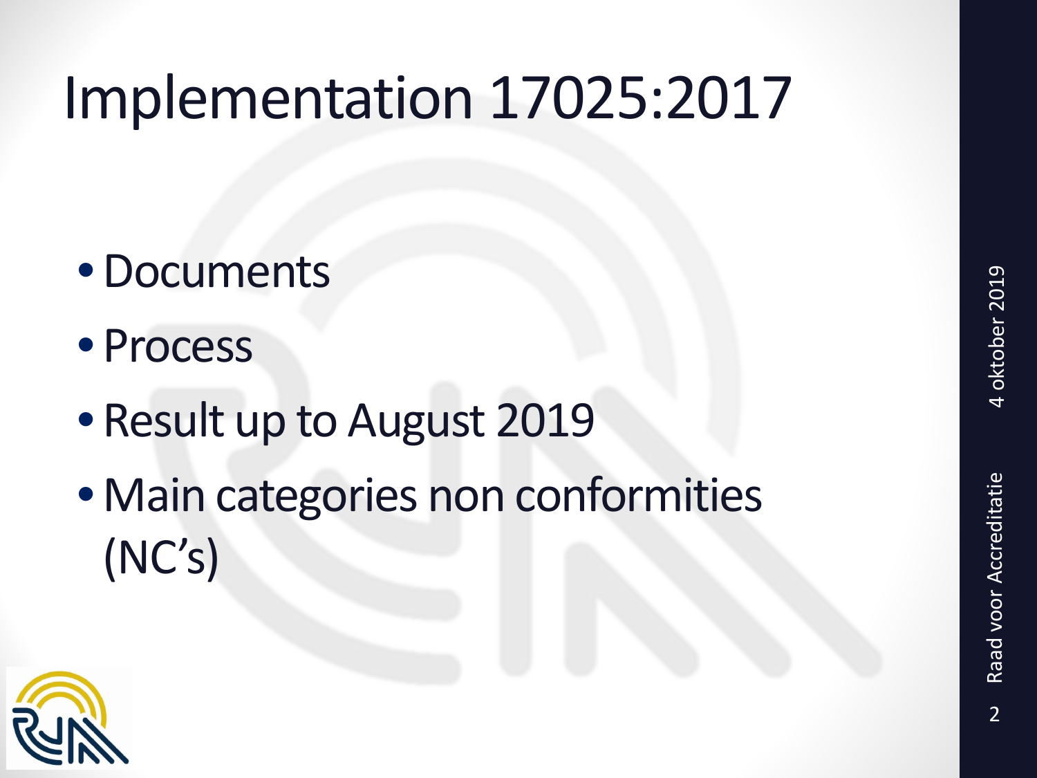# Implementation 17025:2017

- Documents
- Process
- Result up to August 2019
- Main categories non conformities (NC's)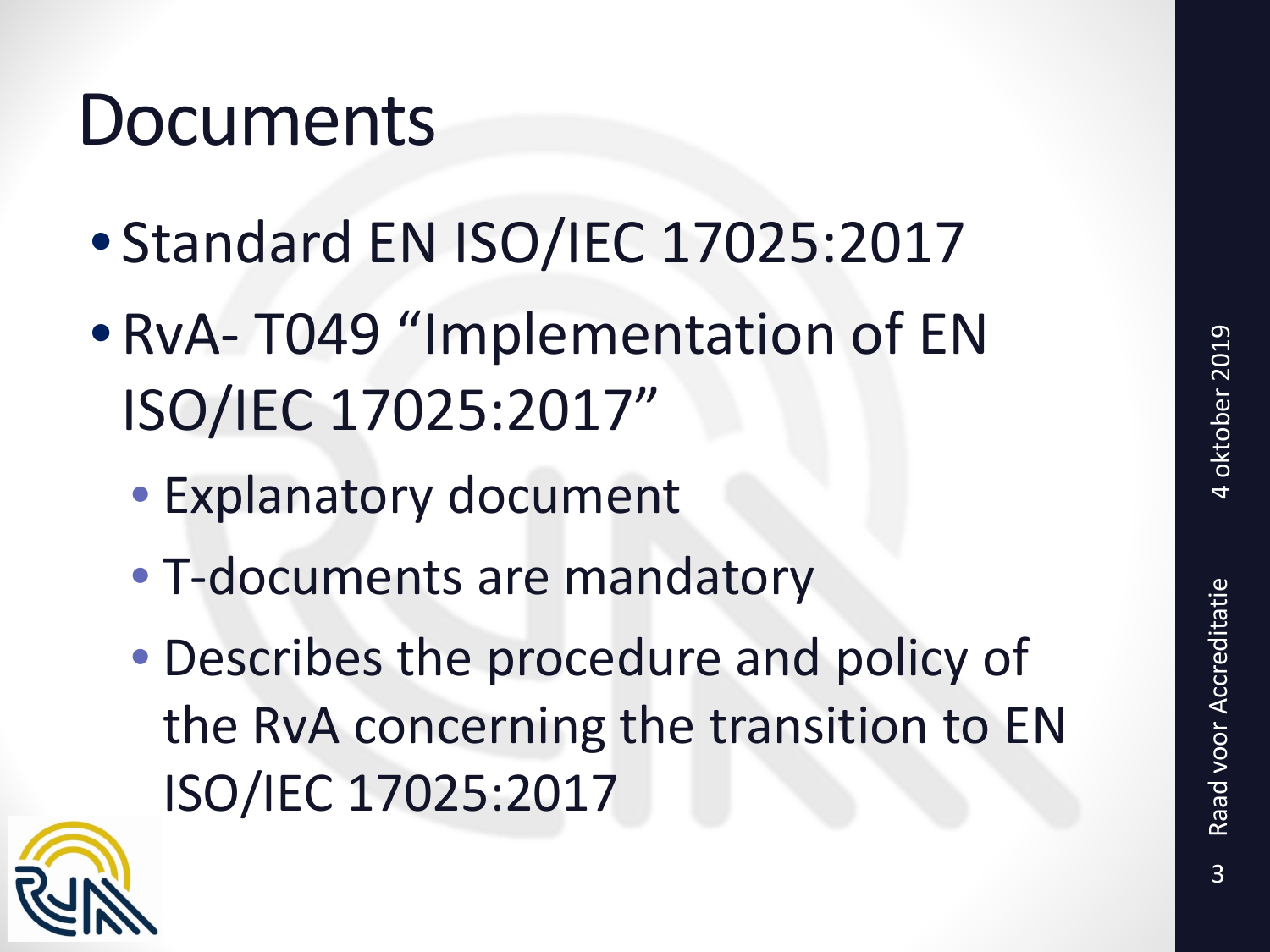# Documents

- Standard EN ISO/IEC 17025:2017
- RvA- T049 "Implementation of EN ISO/IEC 17025:2017"
  - Explanatory document
  - T-documents are mandatory
  - Describes the procedure and policy of the RvA concerning the transition to EN ISO/IEC 17025:2017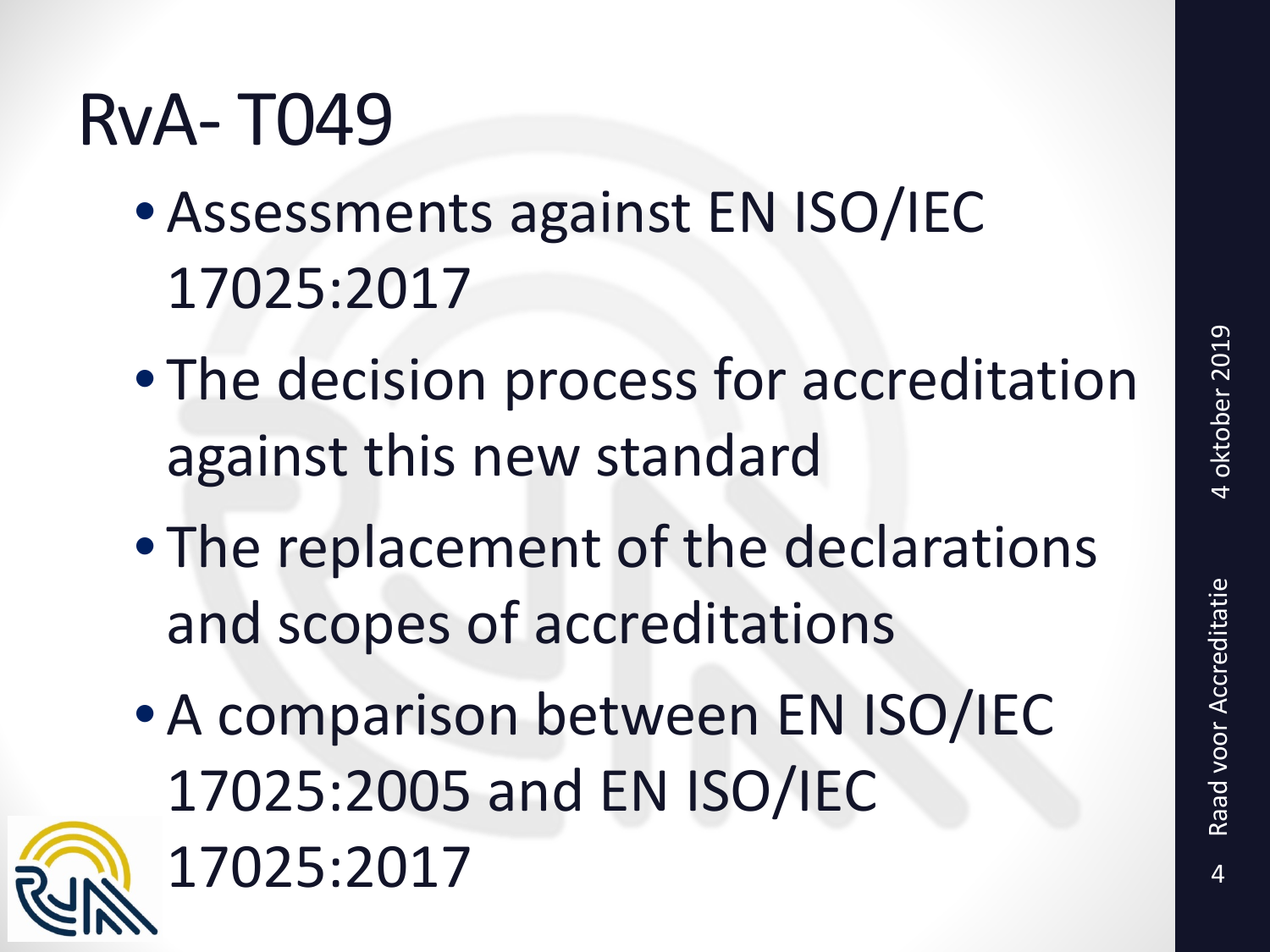# RvA- T049

- Assessments against EN ISO/IEC 17025:2017
- The decision process for accreditation against this new standard
- The replacement of the declarations and scopes of accreditations
- A comparison between EN ISO/IEC 17025:2005 and EN ISO/IEC 17025:2017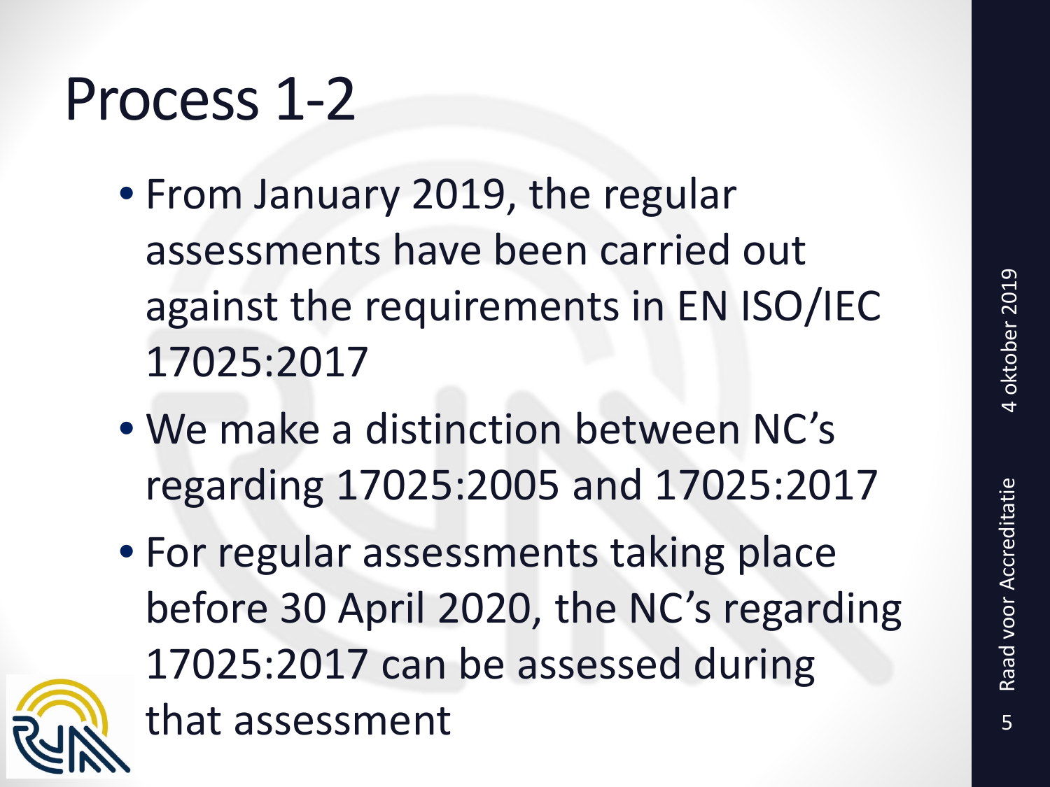# Process 1-2

- From January 2019, the regular assessments have been carried out against the requirements in EN ISO/IEC 17025:2017
- We make a distinction between NC's regarding 17025:2005 and 17025:2017
- For regular assessments taking place before 30 April 2020, the NC's regarding 17025:2017 can be assessed during that assessment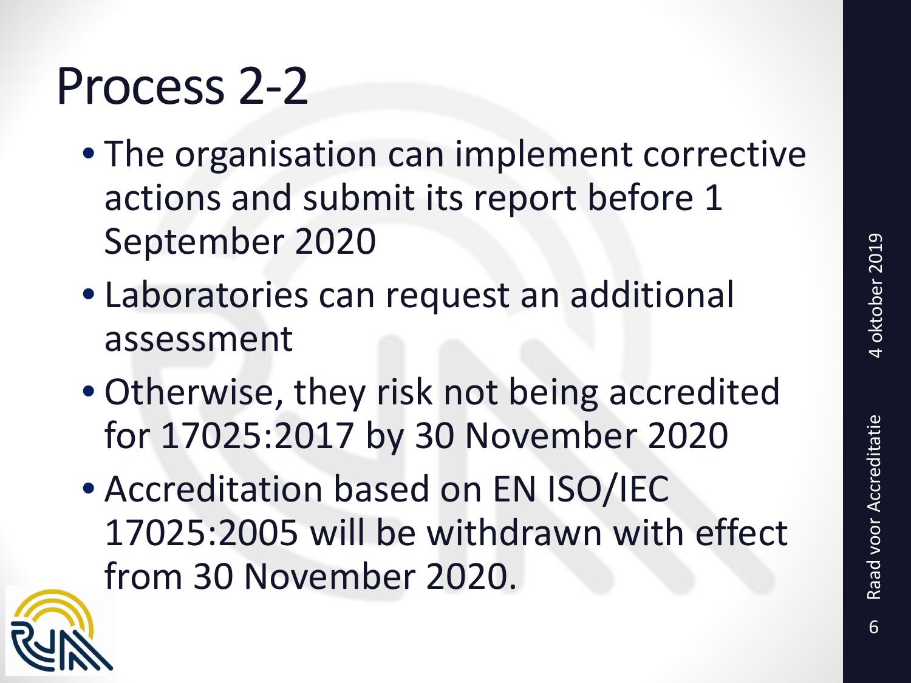# Process 2-2

- The organisation can implement corrective actions and submit its report before 1 September 2020
- Laboratories can request an additional assessment
- Otherwise, they risk not being accredited for 17025:2017 by 30 November 2020
- Accreditation based on EN ISO/IEC 17025:2005 will be withdrawn with effect from 30 November 2020.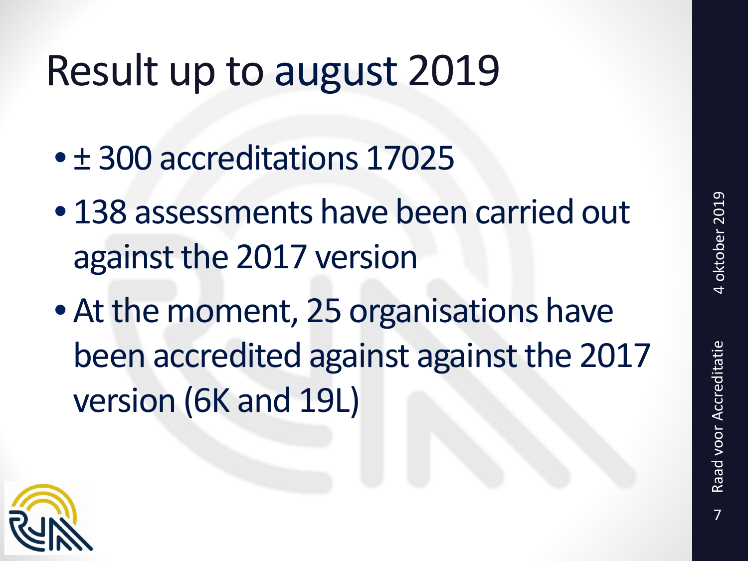# Result up to august 2019

- ± 300 accreditations 17025
- 138 assessments have been carried out against the 2017 version
- At the moment, 25 organisations have been accredited against against the 2017 version (6K and 19L)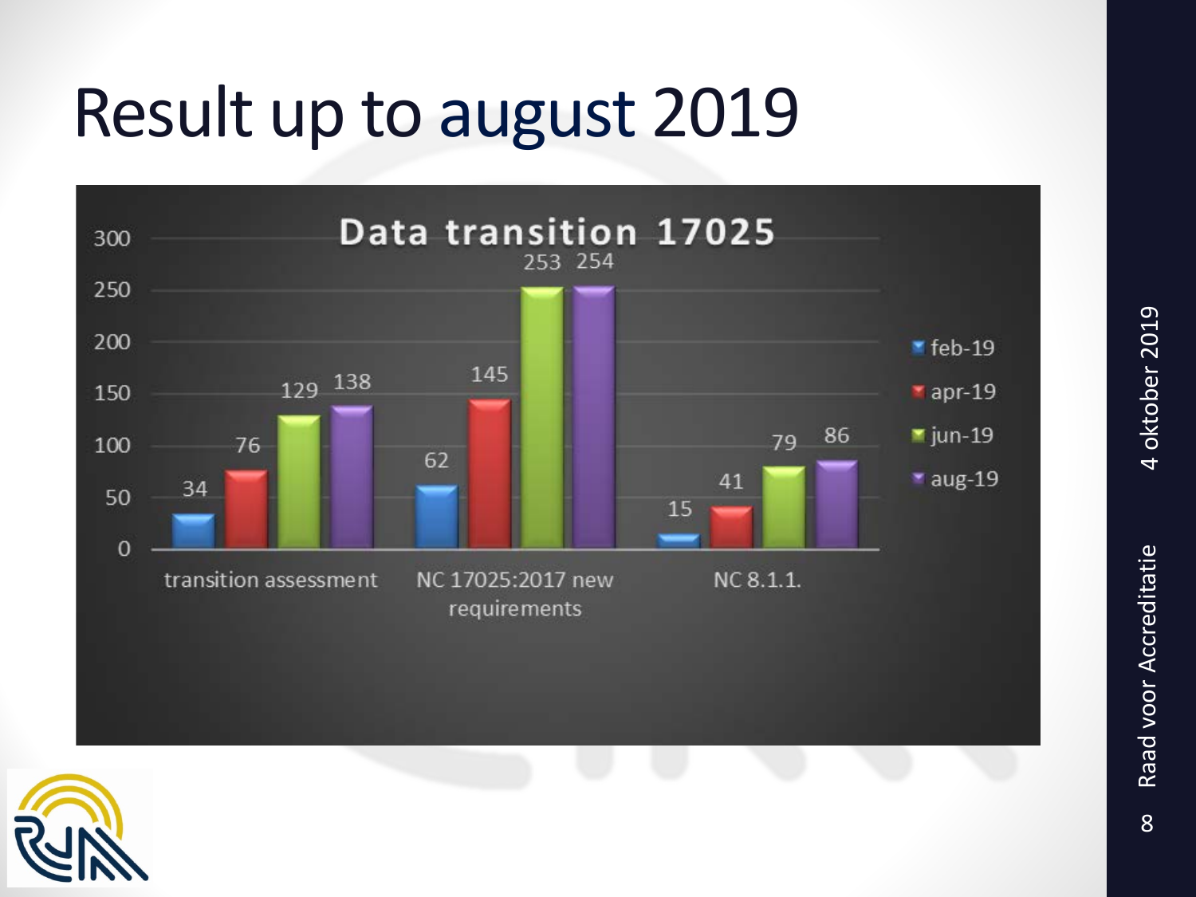# Result up to august 2019

**Data transition 17025**

| | feb-19 | apr-19 | jun-19 | aug-19 |
|---|---|---|---|---|
| transition assessment | 34 | 76 | 129 | 138 |
| NC 17025:2017 new requirements | 62 | 145 | 253 | 254 |
| NC 8.1.1. | 15 | 41 | 79 | 86 |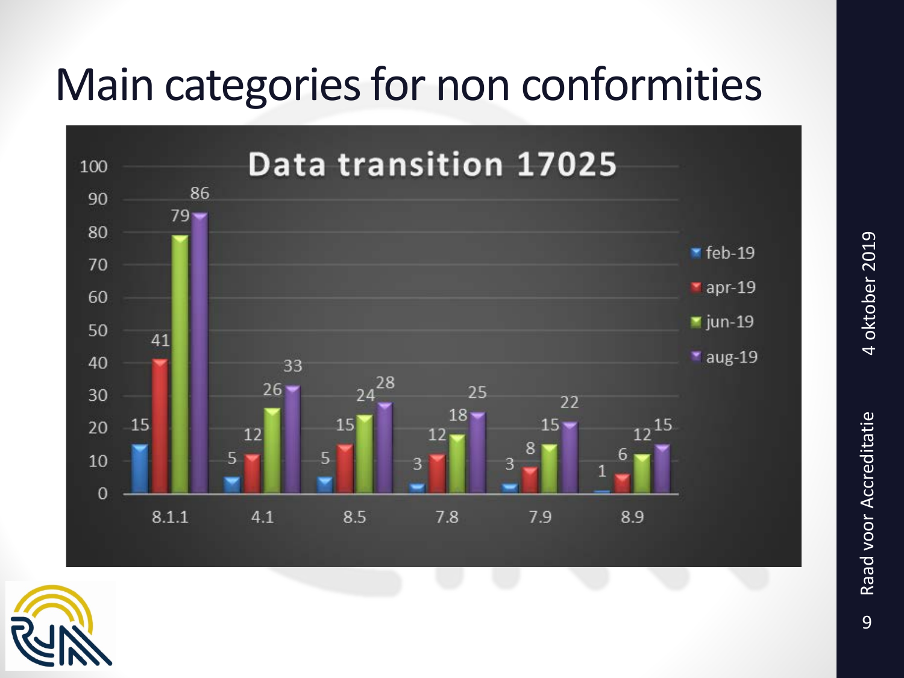# Main categories for non conformities

**Data transition 17025**

| | feb-19 | apr-19 | jun-19 | aug-19 |
|---|---|---|---|---|
| 8.1.1 | 15 | 41 | 79 | 86 |
| 4.1 | 5 | 12 | 26 | 33 |
| 8.5 | 5 | 15 | 24 | 28 |
| 7.8 | 3 | 12 | 18 | 25 |
| 7.9 | 3 | 8 | 15 | 22 |
| 8.9 | 1 | 6 | 12 | 15 |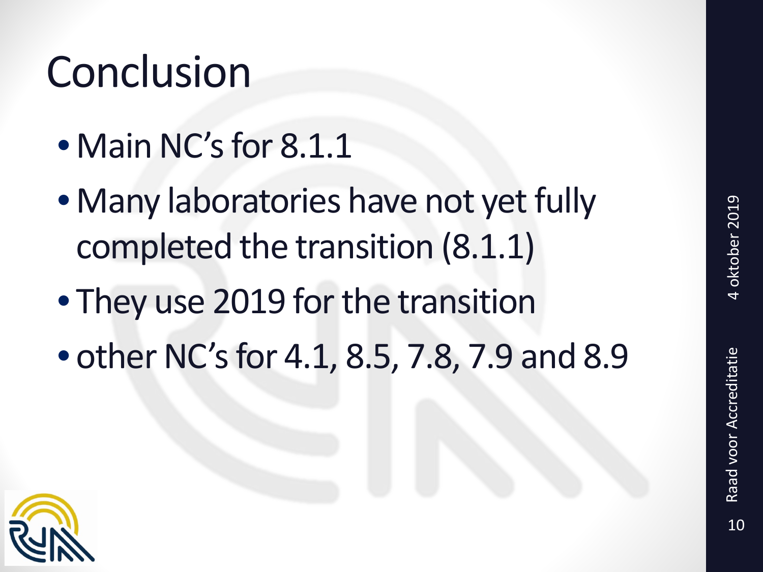# Conclusion

- Main NC's for 8.1.1
- Many laboratories have not yet fully completed the transition (8.1.1)
- They use 2019 for the transition
- other NC's for 4.1, 8.5, 7.8, 7.9 and 8.9